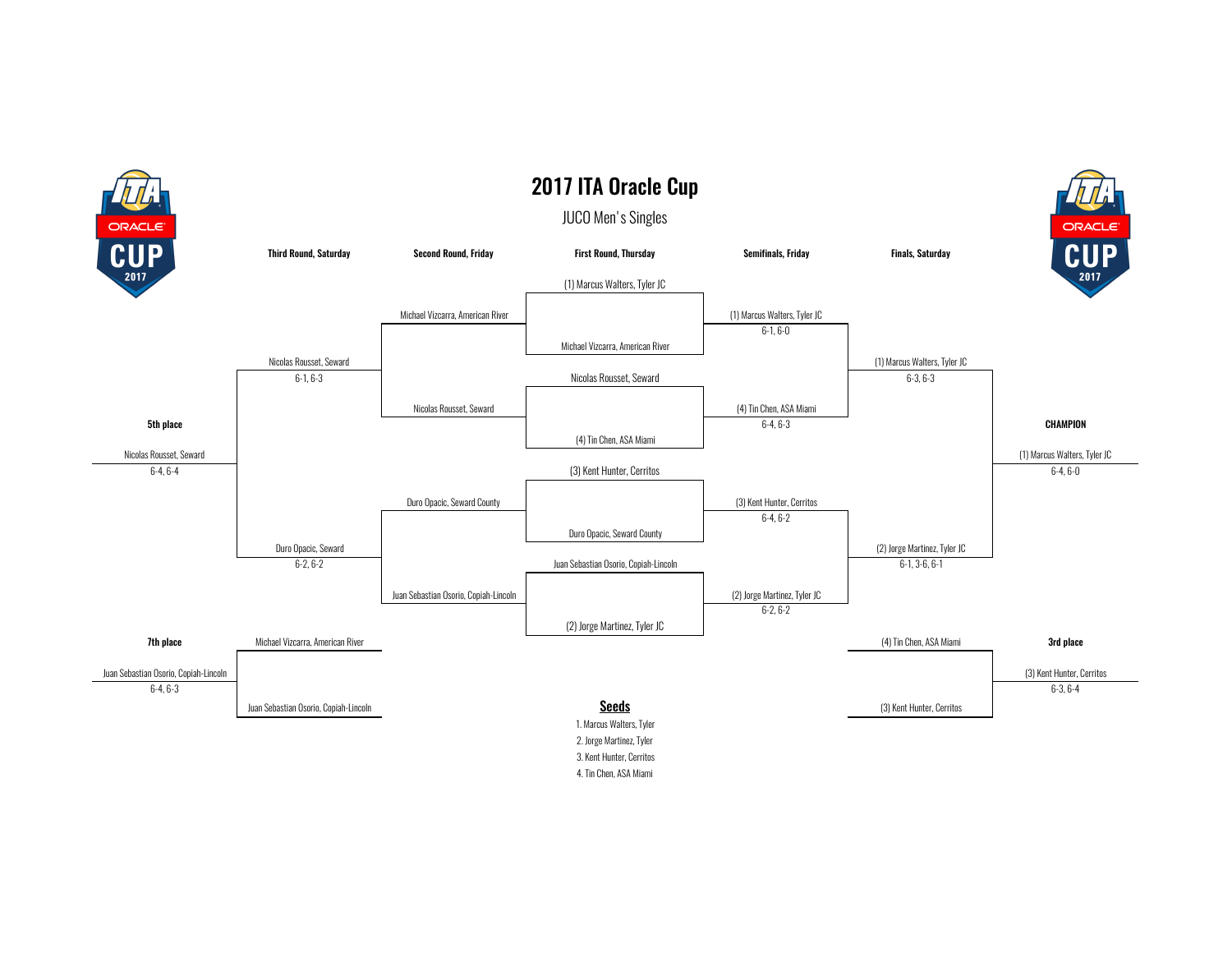# 2017 ITA Oracle Cup

## JUCO Men's Singles

### First Round, Thursday

| Match | Player | Player |
| --- | --- | --- |
| 1 | (1) Marcus Walters, Tyler JC | Michael Vizcarra, American River |
| 2 | Nicolas Rousset, Seward | (4) Tin Chen, ASA Miami |
| 3 | (3) Kent Hunter, Cerritos | Duro Opacic, Seward County |
| 4 | Juan Sebastian Osorio, Copiah-Lincoln | (2) Jorge Martinez, Tyler JC |

### Semifinals, Friday

| Winner | Score |
| --- | --- |
| (1) Marcus Walters, Tyler JC | 6-1, 6-0 |
| (4) Tin Chen, ASA Miami | 6-4, 6-3 |
| (3) Kent Hunter, Cerritos | 6-4, 6-2 |
| (2) Jorge Martinez, Tyler JC | 6-2, 6-2 |

### Finals, Saturday

| Winner | Score |
| --- | --- |
| (1) Marcus Walters, Tyler JC | 6-3, 6-3 |
| (2) Jorge Martinez, Tyler JC | 6-1, 3-6, 6-1 |

### CHAMPION

(1) Marcus Walters, Tyler JC
6-4, 6-0

### 3rd place

(4) Tin Chen, ASA Miami vs. (3) Kent Hunter, Cerritos

(3) Kent Hunter, Cerritos
6-3, 6-4

### Second Round, Friday

| Player | Player |
| --- | --- |
| Michael Vizcarra, American River | Nicolas Rousset, Seward |
| Duro Opacic, Seward County | Juan Sebastian Osorio, Copiah-Lincoln |

### Third Round, Saturday

| Winner | Score |
| --- | --- |
| Nicolas Rousset, Seward | 6-1, 6-3 |
| Duro Opacic, Seward | 6-2, 6-2 |

### 5th place

Nicolas Rousset, Seward
6-4, 6-4

### 7th place

Michael Vizcarra, American River vs. Juan Sebastian Osorio, Copiah-Lincoln

Juan Sebastian Osorio, Copiah-Lincoln
6-4, 6-3

### Seeds

1. Marcus Walters, Tyler
2. Jorge Martinez, Tyler
3. Kent Hunter, Cerritos
4. Tin Chen, ASA Miami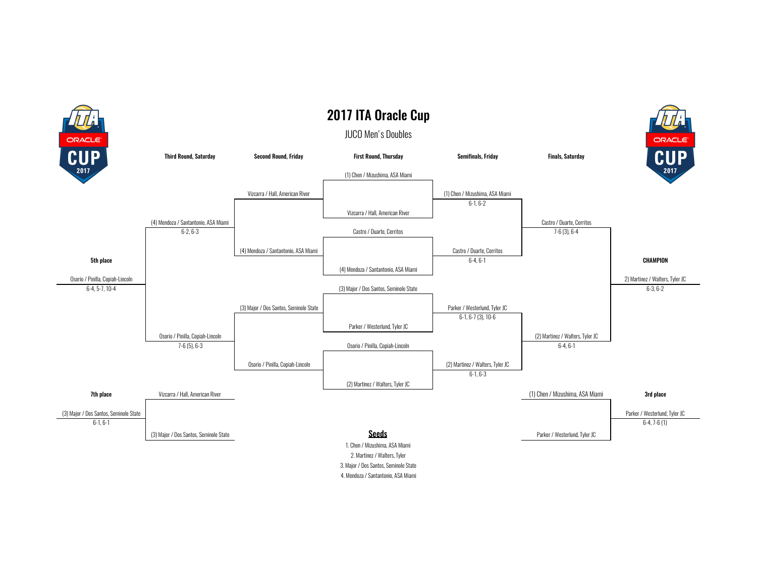# 2017 ITA Oracle Cup

## JUCO Men's Doubles

**First Round, Thursday**

(1) Chen / Mizushima, ASA Miami
Vizcarra / Hall, American River

Castro / Duarte, Cerritos
(4) Mendoza / Santantonio, ASA Miami

(3) Major / Dos Santos, Seminole State
Parker / Westerlund, Tyler JC

Osorio / Pinilla, Copiah-Lincoln
(2) Martinez / Walters, Tyler JC

**Semifinals, Friday**

(1) Chen / Mizushima, ASA Miami
6-1, 6-2

Castro / Duarte, Cerritos
6-4, 6-1

Parker / Westerlund, Tyler JC
6-1, 6-7 (3), 10-6

(2) Martinez / Walters, Tyler JC
6-1, 6-3

**Finals, Saturday**

Castro / Duarte, Cerritos
7-6 (3), 6-4

(2) Martinez / Walters, Tyler JC
6-4, 6-1

**CHAMPION**

2) Martinez / Walters, Tyler JC
6-3, 6-2

**3rd place**

(1) Chen / Mizushima, ASA Miami
Parker / Westerlund, Tyler JC

Parker / Westerlund, Tyler JC
6-4, 7-6 (1)

**Second Round, Friday**

Vizcarra / Hall, American River
(4) Mendoza / Santantonio, ASA Miami

(3) Major / Dos Santos, Seminole State
Osorio / Pinilla, Copiah-Lincoln

**Third Round, Saturday**

(4) Mendoza / Santantonio, ASA Miami
6-2, 6-3

Osorio / Pinilla, Copiah-Lincoln
7-6 (5), 6-3

**5th place**

Osorio / Pinilla, Copiah-Lincoln
6-4, 5-7, 10-4

**7th place**

Vizcarra / Hall, American River
(3) Major / Dos Santos, Seminole State

(3) Major / Dos Santos, Seminole State
6-1, 6-1

**Seeds**

1. Chen / Mizushima, ASA Miami
2. Martinez / Walters, Tyler
3. Major / Dos Santos, Seminole State
4. Mendoza / Santantonio, ASA Miami